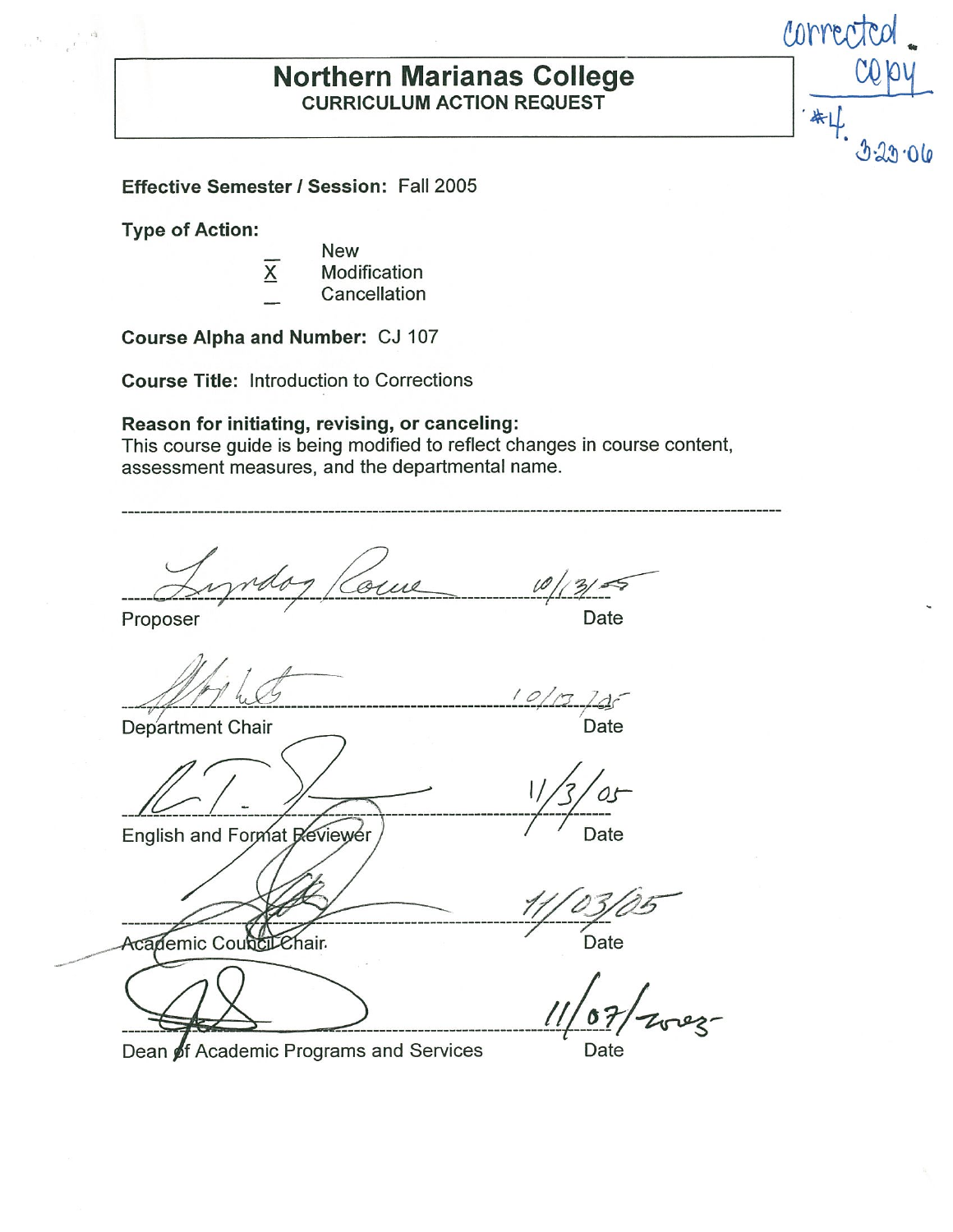corrected copy #4. 3·23·06

# Northern Marianas College

## CURRICULUM ACTION REQUEST

**Effective Semester / Session:** Fall 2005

**Type of Action:**

- _ New
- X Modification
- _ Cancellation

**Course Alpha and Number:** CJ 107

**Course Title:** Introduction to Corrections

**Reason for initiating, revising, or canceling:**
This course guide is being modified to reflect changes in course content, assessment measures, and the departmental name.

---

Proposer — Date: 10/13/05

Department Chair — Date: 10/13/05

English and Format Reviewer — Date: 11/3/05

Academic Council Chair — Date: 11/03/05

Dean of Academic Programs and Services — Date: 11/07/2005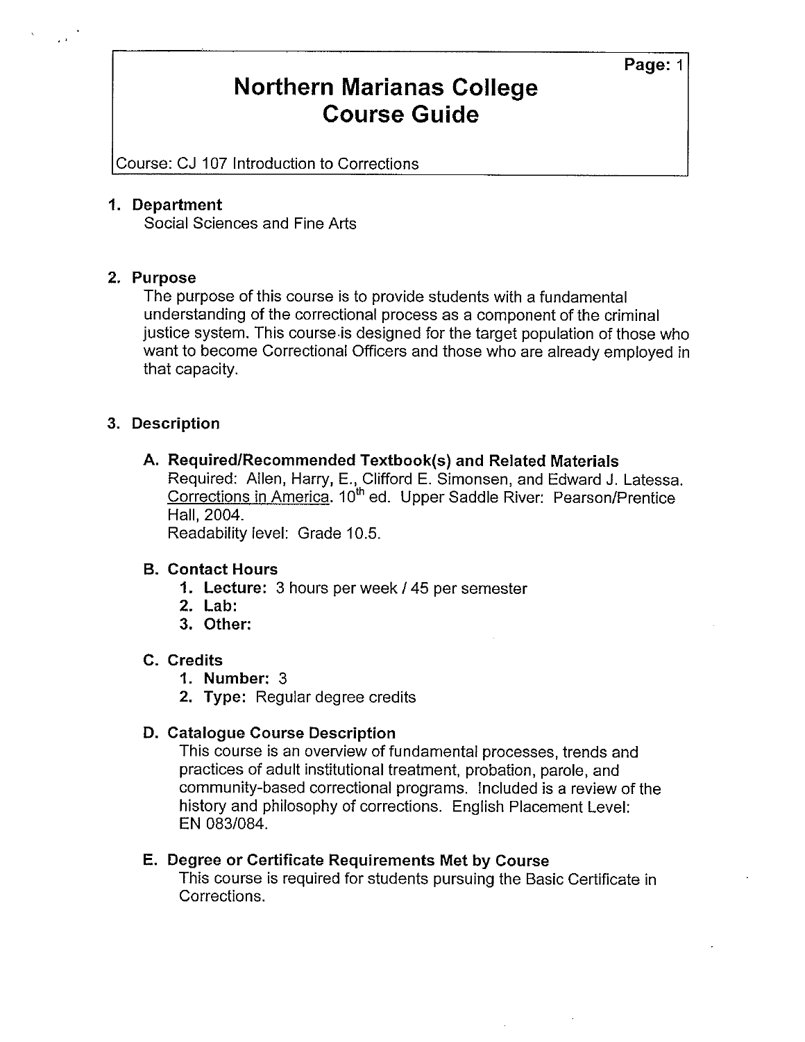# Northern Marianas College Course Guide

Course: CJ 107 Introduction to Corrections

## 1. Department

Social Sciences and Fine Arts

## 2. Purpose

The purpose of this course is to provide students with a fundamental understanding of the correctional process as a component of the criminal justice system. This course is designed for the target population of those who want to become Correctional Officers and those who are already employed in that capacity.

## 3. Description

### A. Required/Recommended Textbook(s) and Related Materials

Required: Allen, Harry, E., Clifford E. Simonsen, and Edward J. Latessa. Corrections in America. 10th ed. Upper Saddle River: Pearson/Prentice Hall, 2004.

Readability level: Grade 10.5.

### B. Contact Hours

1. **Lecture:** 3 hours per week / 45 per semester
2. **Lab:**
3. **Other:**

### C. Credits

1. **Number:** 3
2. **Type:** Regular degree credits

### D. Catalogue Course Description

This course is an overview of fundamental processes, trends and practices of adult institutional treatment, probation, parole, and community-based correctional programs. Included is a review of the history and philosophy of corrections. English Placement Level: EN 083/084.

### E. Degree or Certificate Requirements Met by Course

This course is required for students pursuing the Basic Certificate in Corrections.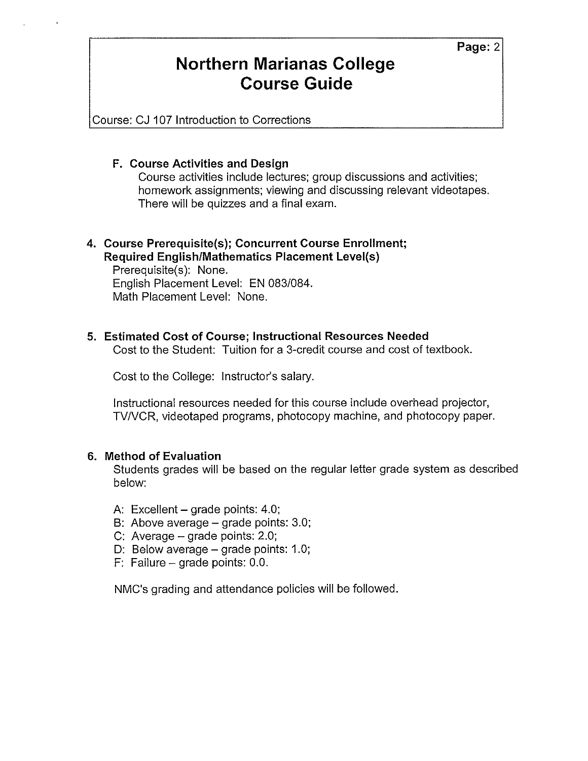# Northern Marianas College Course Guide

Course: CJ 107 Introduction to Corrections

### F. Course Activities and Design

Course activities include lectures; group discussions and activities; homework assignments; viewing and discussing relevant videotapes. There will be quizzes and a final exam.

## 4. Course Prerequisite(s); Concurrent Course Enrollment; Required English/Mathematics Placement Level(s)

Prerequisite(s): None.
English Placement Level: EN 083/084.
Math Placement Level: None.

## 5. Estimated Cost of Course; Instructional Resources Needed

Cost to the Student: Tuition for a 3-credit course and cost of textbook.

Cost to the College: Instructor's salary.

Instructional resources needed for this course include overhead projector, TV/VCR, videotaped programs, photocopy machine, and photocopy paper.

## 6. Method of Evaluation

Students grades will be based on the regular letter grade system as described below:

A: Excellent – grade points: 4.0;
B: Above average – grade points: 3.0;
C: Average – grade points: 2.0;
D: Below average – grade points: 1.0;
F: Failure – grade points: 0.0.

NMC's grading and attendance policies will be followed.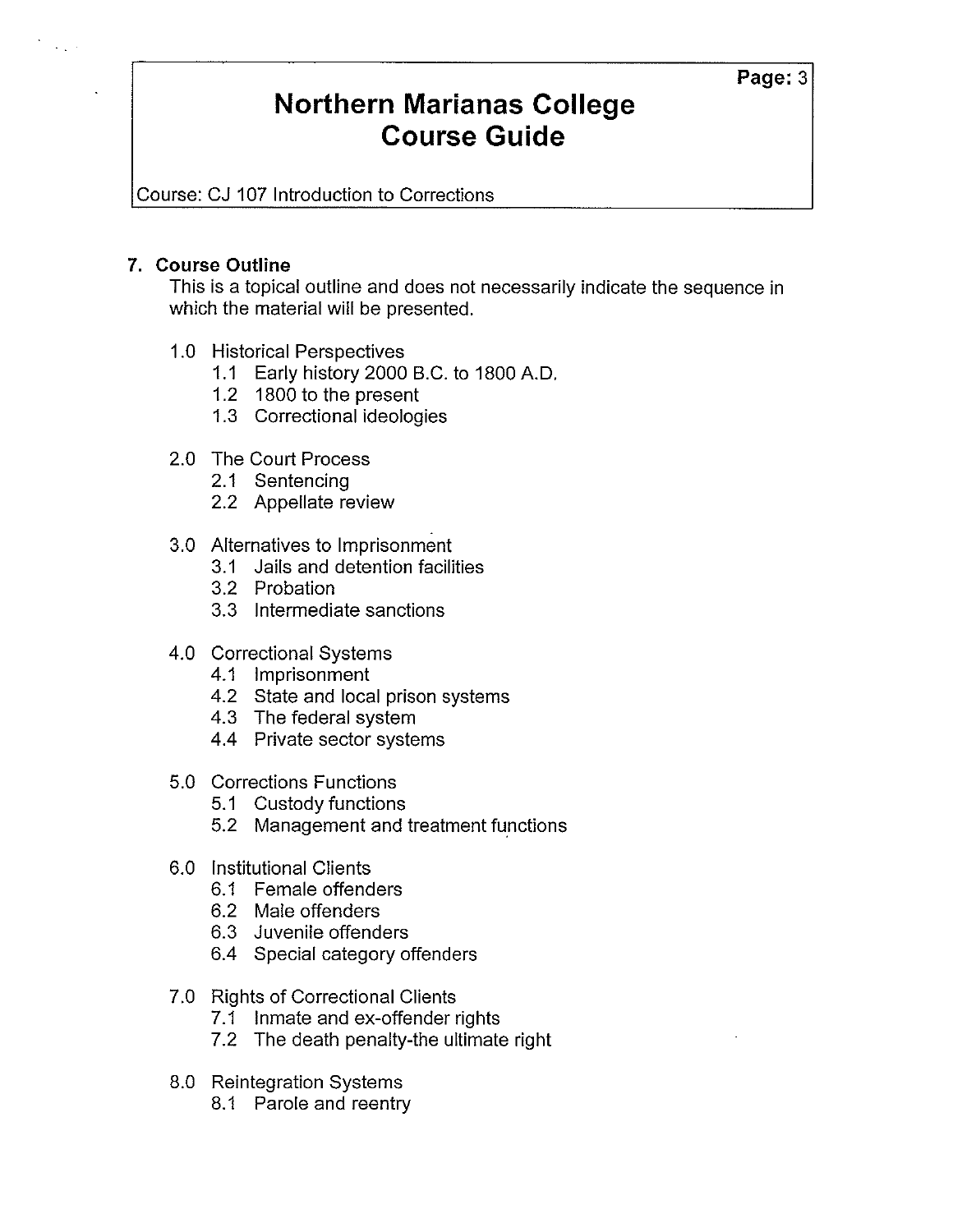### 7. Course Outline

This is a topical outline and does not necessarily indicate the sequence in which the material will be presented.

- 1.0 Historical Perspectives
  - 1.1 Early history 2000 B.C. to 1800 A.D.
  - 1.2 1800 to the present
  - 1.3 Correctional ideologies

- 2.0 The Court Process
  - 2.1 Sentencing
  - 2.2 Appellate review

- 3.0 Alternatives to Imprisonment
  - 3.1 Jails and detention facilities
  - 3.2 Probation
  - 3.3 Intermediate sanctions

- 4.0 Correctional Systems
  - 4.1 Imprisonment
  - 4.2 State and local prison systems
  - 4.3 The federal system
  - 4.4 Private sector systems

- 5.0 Corrections Functions
  - 5.1 Custody functions
  - 5.2 Management and treatment functions

- 6.0 Institutional Clients
  - 6.1 Female offenders
  - 6.2 Male offenders
  - 6.3 Juvenile offenders
  - 6.4 Special category offenders

- 7.0 Rights of Correctional Clients
  - 7.1 Inmate and ex-offender rights
  - 7.2 The death penalty-the ultimate right

- 8.0 Reintegration Systems
  - 8.1 Parole and reentry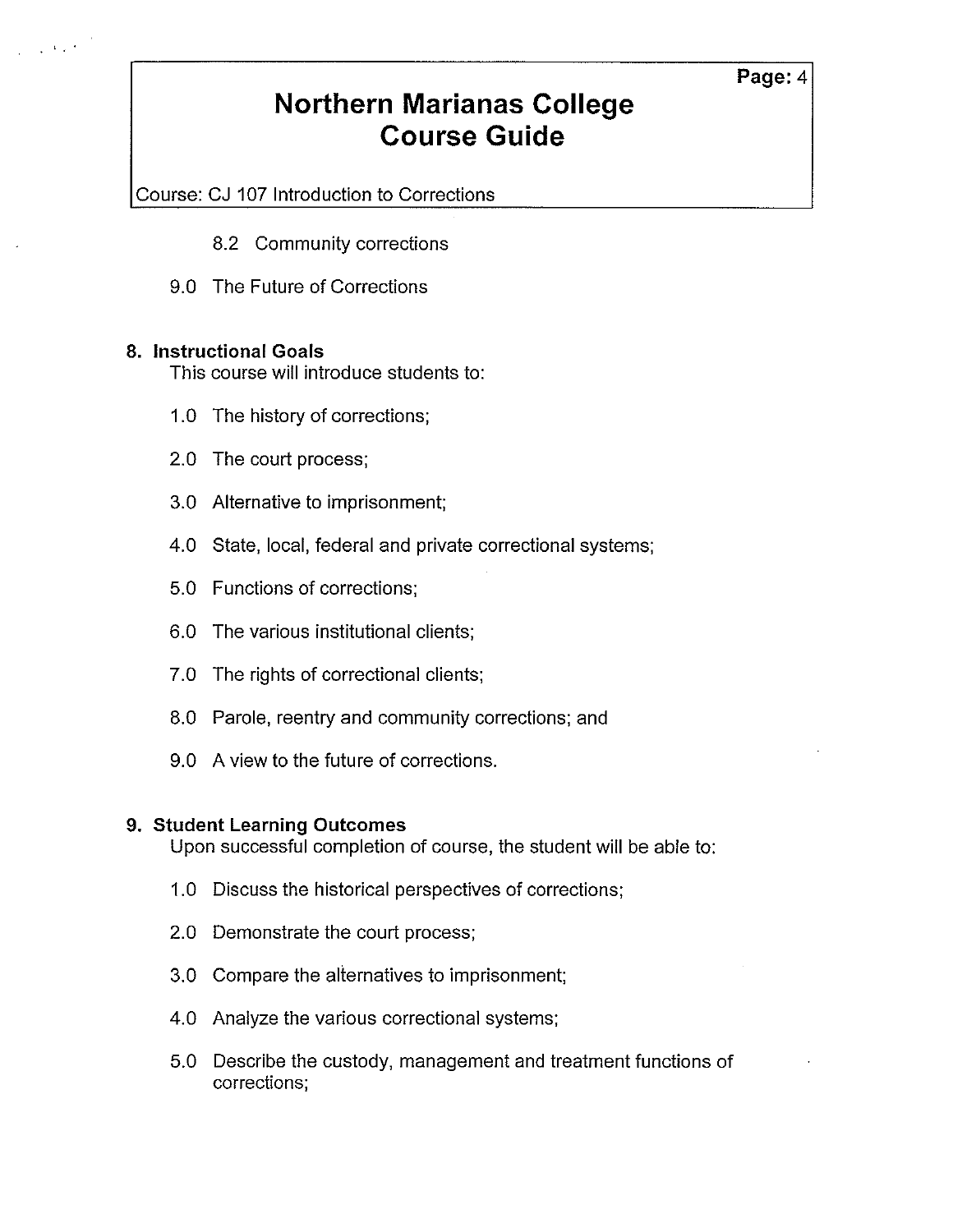8.2 Community corrections

9.0 The Future of Corrections

## 8. Instructional Goals

This course will introduce students to:

1.0 The history of corrections;

2.0 The court process;

3.0 Alternative to imprisonment;

4.0 State, local, federal and private correctional systems;

5.0 Functions of corrections;

6.0 The various institutional clients;

7.0 The rights of correctional clients;

8.0 Parole, reentry and community corrections; and

9.0 A view to the future of corrections.

## 9. Student Learning Outcomes

Upon successful completion of course, the student will be able to:

1.0 Discuss the historical perspectives of corrections;

2.0 Demonstrate the court process;

3.0 Compare the alternatives to imprisonment;

4.0 Analyze the various correctional systems;

5.0 Describe the custody, management and treatment functions of corrections;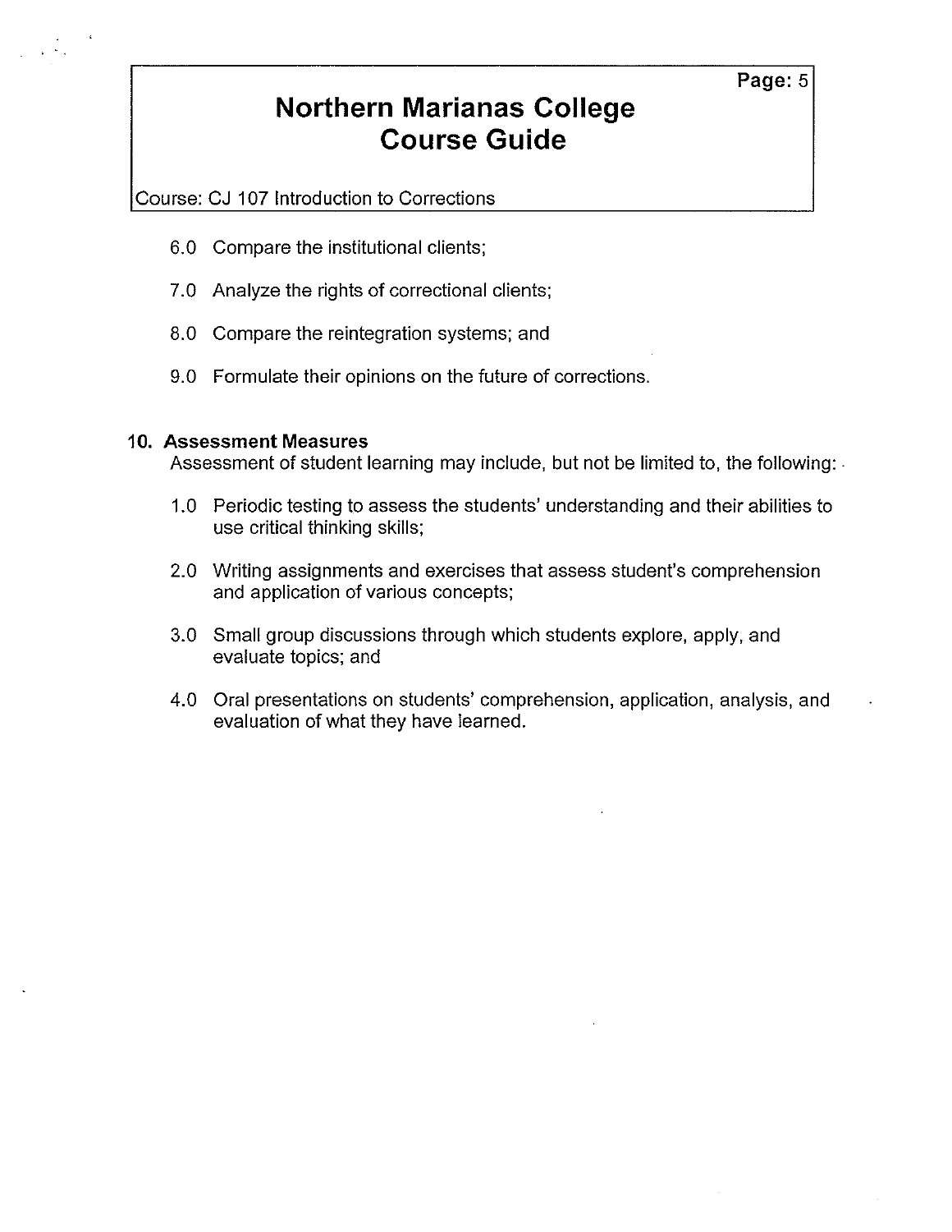6.0 Compare the institutional clients;

7.0 Analyze the rights of correctional clients;

8.0 Compare the reintegration systems; and

9.0 Formulate their opinions on the future of corrections.

## 10. Assessment Measures

Assessment of student learning may include, but not be limited to, the following:

1.0 Periodic testing to assess the students' understanding and their abilities to use critical thinking skills;

2.0 Writing assignments and exercises that assess student's comprehension and application of various concepts;

3.0 Small group discussions through which students explore, apply, and evaluate topics; and

4.0 Oral presentations on students' comprehension, application, analysis, and evaluation of what they have learned.